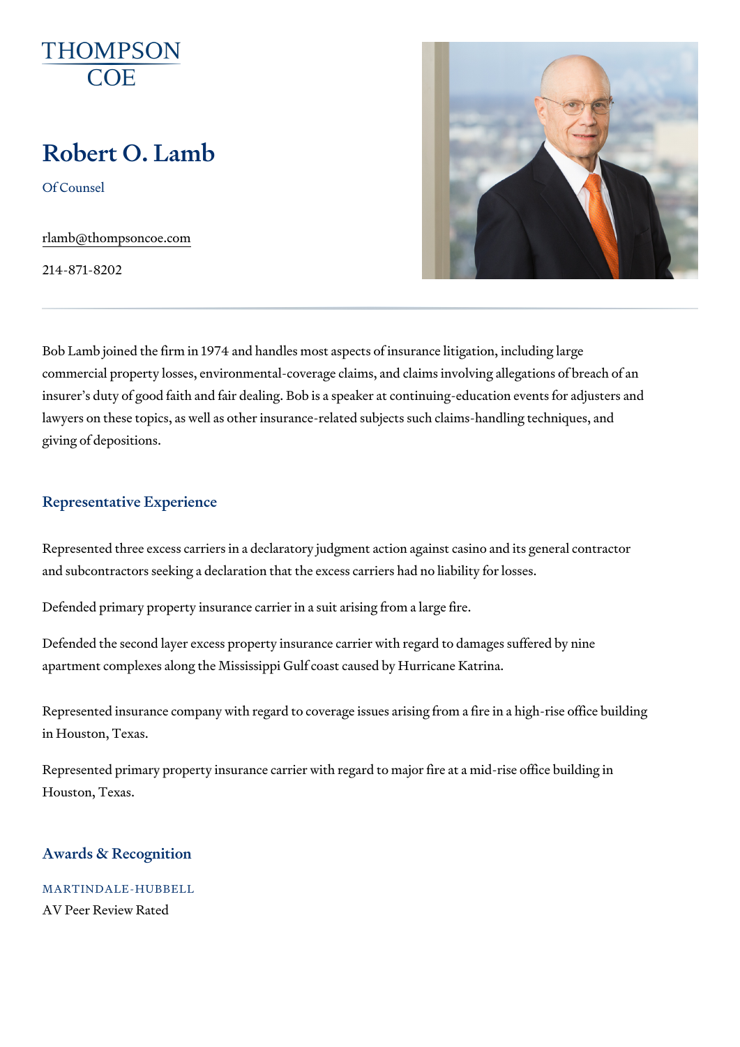THOMPSON COE

# Robert O. Lamb

Of Counsel

rlamb@thompsoncoe.com

214-871-8202

Bob Lamb joined the firm in 1974 and handles most aspects of insurance litigation, including large commercial property losses, environmental-coverage claims, and claims involving allegations of breach of an insurer's duty of good faith and fair dealing. Bob is a speaker at continuing-education events for adjusters and lawyers on these topics, as well as other insurance-related subjects such claims-handling techniques, and giving of depositions.

## Representative Experience

Represented three excess carriers in a declaratory judgment action against casino and its general contractor and subcontractors seeking a declaration that the excess carriers had no liability for losses.

Defended primary property insurance carrier in a suit arising from a large fire.

Defended the second layer excess property insurance carrier with regard to damages suffered by nine apartment complexes along the Mississippi Gulf coast caused by Hurricane Katrina.

Represented insurance company with regard to coverage issues arising from a fire in a high-rise office building in Houston, Texas.

Represented primary property insurance carrier with regard to major fire at a mid-rise office building in Houston, Texas.

## Awards & Recognition

MARTINDALE-HUBBELL

AV Peer Review Rated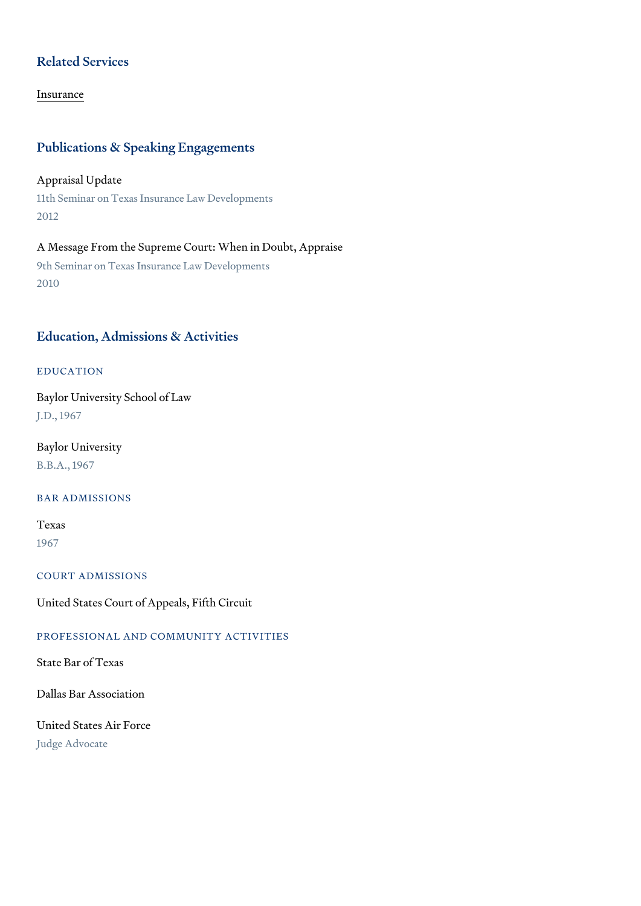## Related Services

Insurance

## Publications & Speaking Engagements

Appraisal Update
11th Seminar on Texas Insurance Law Developments
2012

A Message From the Supreme Court: When in Doubt, Appraise
9th Seminar on Texas Insurance Law Developments
2010

## Education, Admissions & Activities

### EDUCATION

Baylor University School of Law
J.D., 1967

Baylor University
B.B.A., 1967

### BAR ADMISSIONS

Texas
1967

### COURT ADMISSIONS

United States Court of Appeals, Fifth Circuit

### PROFESSIONAL AND COMMUNITY ACTIVITIES

State Bar of Texas

Dallas Bar Association

United States Air Force
Judge Advocate